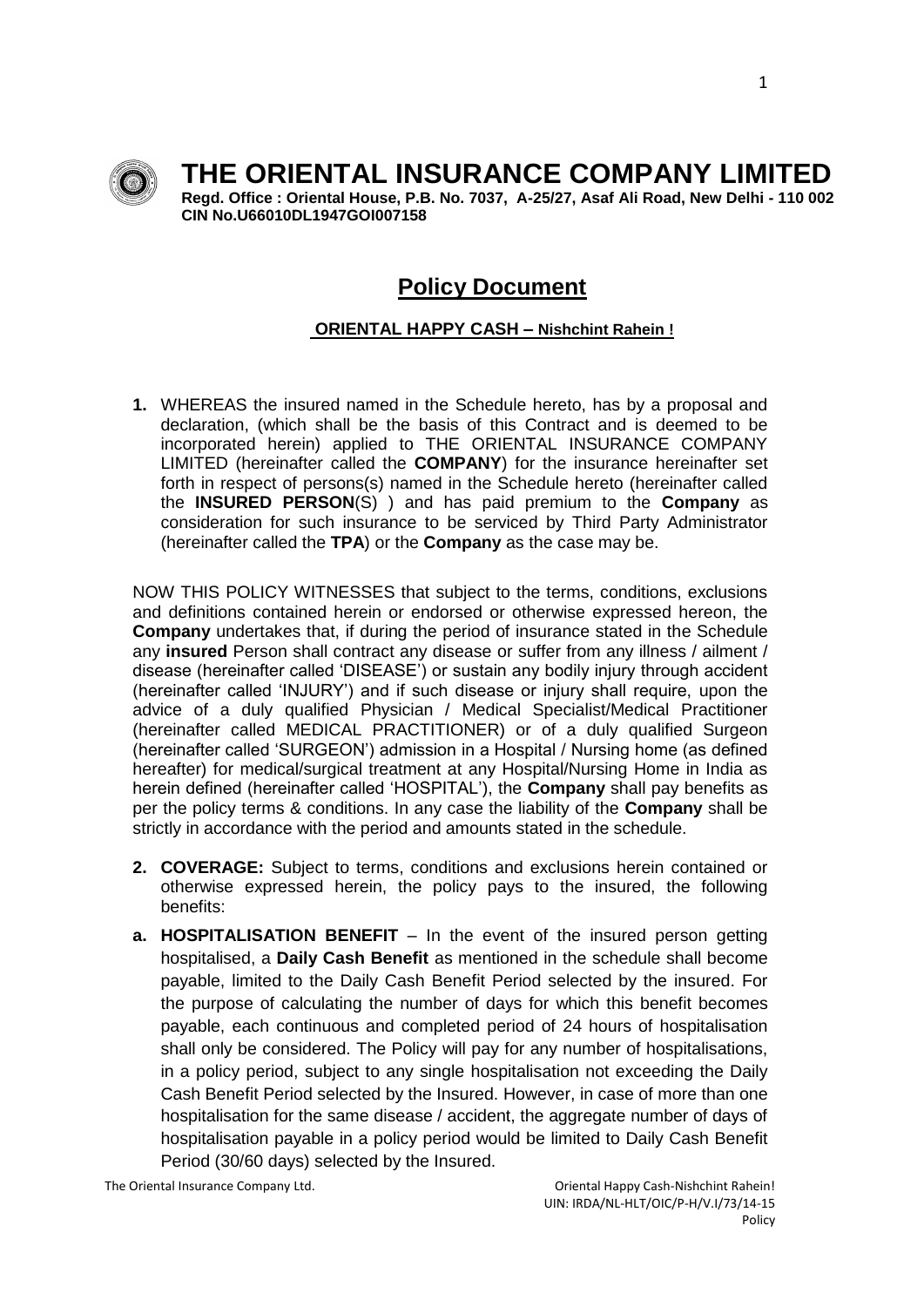# THE ORIENTAL INSURANCE COMPANY LIMITED

**Regd. Office : Oriental House, P.B. No. 7037, A-25/27, Asaf Ali Road, New Delhi - 110 002**
**CIN No.U66010DL1947GOI007158**

## Policy Document

### ORIENTAL HAPPY CASH – Nishchint Rahein !

**1.** WHEREAS the insured named in the Schedule hereto, has by a proposal and declaration, (which shall be the basis of this Contract and is deemed to be incorporated herein) applied to THE ORIENTAL INSURANCE COMPANY LIMITED (hereinafter called the **COMPANY**) for the insurance hereinafter set forth in respect of persons(s) named in the Schedule hereto (hereinafter called the **INSURED PERSON**(S) ) and has paid premium to the **Company** as consideration for such insurance to be serviced by Third Party Administrator (hereinafter called the **TPA**) or the **Company** as the case may be.

NOW THIS POLICY WITNESSES that subject to the terms, conditions, exclusions and definitions contained herein or endorsed or otherwise expressed hereon, the **Company** undertakes that, if during the period of insurance stated in the Schedule any **insured** Person shall contract any disease or suffer from any illness / ailment / disease (hereinafter called 'DISEASE') or sustain any bodily injury through accident (hereinafter called 'INJURY') and if such disease or injury shall require, upon the advice of a duly qualified Physician / Medical Specialist/Medical Practitioner (hereinafter called MEDICAL PRACTITIONER) or of a duly qualified Surgeon (hereinafter called 'SURGEON') admission in a Hospital / Nursing home (as defined hereafter) for medical/surgical treatment at any Hospital/Nursing Home in India as herein defined (hereinafter called 'HOSPITAL'), the **Company** shall pay benefits as per the policy terms & conditions. In any case the liability of the **Company** shall be strictly in accordance with the period and amounts stated in the schedule.

**2. COVERAGE:** Subject to terms, conditions and exclusions herein contained or otherwise expressed herein, the policy pays to the insured, the following benefits:

**a. HOSPITALISATION BENEFIT** – In the event of the insured person getting hospitalised, a **Daily Cash Benefit** as mentioned in the schedule shall become payable, limited to the Daily Cash Benefit Period selected by the insured. For the purpose of calculating the number of days for which this benefit becomes payable, each continuous and completed period of 24 hours of hospitalisation shall only be considered. The Policy will pay for any number of hospitalisations, in a policy period, subject to any single hospitalisation not exceeding the Daily Cash Benefit Period selected by the Insured. However, in case of more than one hospitalisation for the same disease / accident, the aggregate number of days of hospitalisation payable in a policy period would be limited to Daily Cash Benefit Period (30/60 days) selected by the Insured.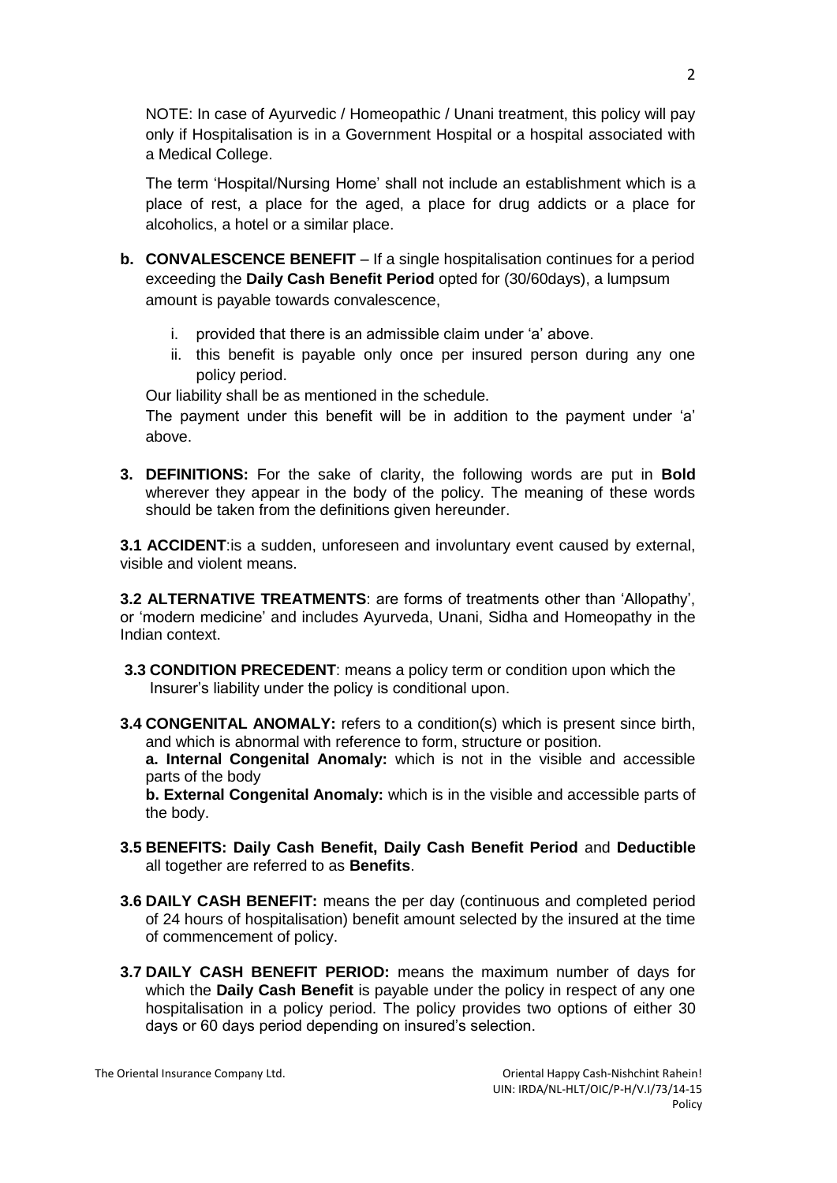NOTE: In case of Ayurvedic / Homeopathic / Unani treatment, this policy will pay only if Hospitalisation is in a Government Hospital or a hospital associated with a Medical College.

The term 'Hospital/Nursing Home' shall not include an establishment which is a place of rest, a place for the aged, a place for drug addicts or a place for alcoholics, a hotel or a similar place.

**b. CONVALESCENCE BENEFIT** – If a single hospitalisation continues for a period exceeding the **Daily Cash Benefit Period** opted for (30/60days), a lumpsum amount is payable towards convalescence,

i. provided that there is an admissible claim under 'a' above.
ii. this benefit is payable only once per insured person during any one policy period.

Our liability shall be as mentioned in the schedule.

The payment under this benefit will be in addition to the payment under 'a' above.

**3. DEFINITIONS:** For the sake of clarity, the following words are put in **Bold** wherever they appear in the body of the policy. The meaning of these words should be taken from the definitions given hereunder.

**3.1 ACCIDENT**:is a sudden, unforeseen and involuntary event caused by external, visible and violent means.

**3.2 ALTERNATIVE TREATMENTS**: are forms of treatments other than 'Allopathy', or 'modern medicine' and includes Ayurveda, Unani, Sidha and Homeopathy in the Indian context.

**3.3 CONDITION PRECEDENT**: means a policy term or condition upon which the Insurer's liability under the policy is conditional upon.

**3.4 CONGENITAL ANOMALY:** refers to a condition(s) which is present since birth, and which is abnormal with reference to form, structure or position.

**a. Internal Congenital Anomaly:** which is not in the visible and accessible parts of the body

**b. External Congenital Anomaly:** which is in the visible and accessible parts of the body.

**3.5 BENEFITS: Daily Cash Benefit, Daily Cash Benefit Period** and **Deductible** all together are referred to as **Benefits**.

**3.6 DAILY CASH BENEFIT:** means the per day (continuous and completed period of 24 hours of hospitalisation) benefit amount selected by the insured at the time of commencement of policy.

**3.7 DAILY CASH BENEFIT PERIOD:** means the maximum number of days for which the **Daily Cash Benefit** is payable under the policy in respect of any one hospitalisation in a policy period. The policy provides two options of either 30 days or 60 days period depending on insured's selection.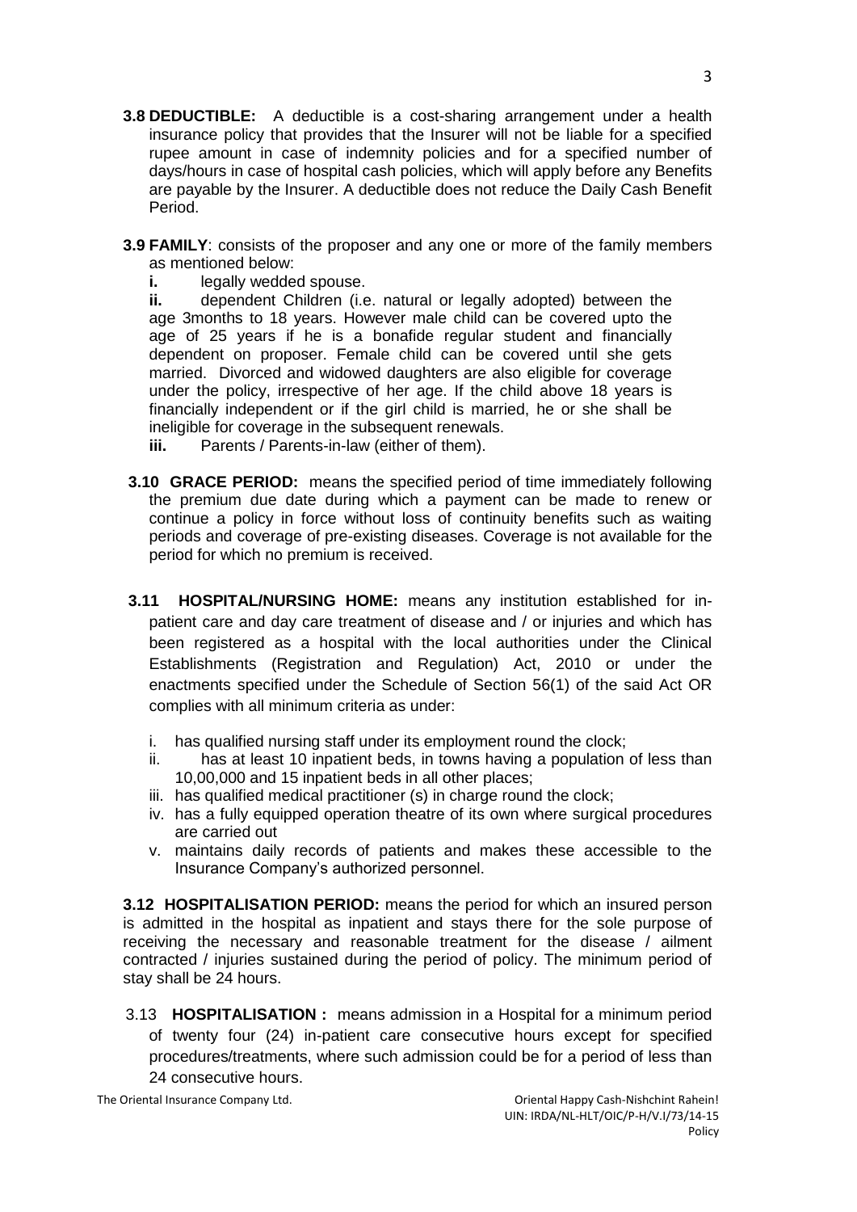**3.8 DEDUCTIBLE:** A deductible is a cost-sharing arrangement under a health insurance policy that provides that the Insurer will not be liable for a specified rupee amount in case of indemnity policies and for a specified number of days/hours in case of hospital cash policies, which will apply before any Benefits are payable by the Insurer. A deductible does not reduce the Daily Cash Benefit Period.

**3.9 FAMILY**: consists of the proposer and any one or more of the family members as mentioned below:

**i.** legally wedded spouse.

**ii.** dependent Children (i.e. natural or legally adopted) between the age 3months to 18 years. However male child can be covered upto the age of 25 years if he is a bonafide regular student and financially dependent on proposer. Female child can be covered until she gets married. Divorced and widowed daughters are also eligible for coverage under the policy, irrespective of her age. If the child above 18 years is financially independent or if the girl child is married, he or she shall be ineligible for coverage in the subsequent renewals.

**iii.** Parents / Parents-in-law (either of them).

**3.10 GRACE PERIOD:** means the specified period of time immediately following the premium due date during which a payment can be made to renew or continue a policy in force without loss of continuity benefits such as waiting periods and coverage of pre-existing diseases. Coverage is not available for the period for which no premium is received.

**3.11 HOSPITAL/NURSING HOME:** means any institution established for in-patient care and day care treatment of disease and / or injuries and which has been registered as a hospital with the local authorities under the Clinical Establishments (Registration and Regulation) Act, 2010 or under the enactments specified under the Schedule of Section 56(1) of the said Act OR complies with all minimum criteria as under:

i. has qualified nursing staff under its employment round the clock;
ii. has at least 10 inpatient beds, in towns having a population of less than 10,00,000 and 15 inpatient beds in all other places;
iii. has qualified medical practitioner (s) in charge round the clock;
iv. has a fully equipped operation theatre of its own where surgical procedures are carried out
v. maintains daily records of patients and makes these accessible to the Insurance Company's authorized personnel.

**3.12 HOSPITALISATION PERIOD:** means the period for which an insured person is admitted in the hospital as inpatient and stays there for the sole purpose of receiving the necessary and reasonable treatment for the disease / ailment contracted / injuries sustained during the period of policy. The minimum period of stay shall be 24 hours.

3.13 **HOSPITALISATION :** means admission in a Hospital for a minimum period of twenty four (24) in-patient care consecutive hours except for specified procedures/treatments, where such admission could be for a period of less than 24 consecutive hours.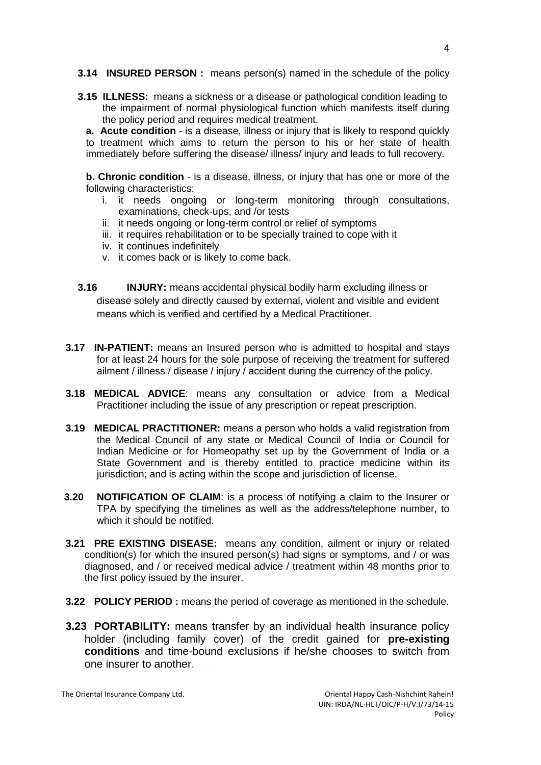**3.14 INSURED PERSON :** means person(s) named in the schedule of the policy

**3.15 ILLNESS:** means a sickness or a disease or pathological condition leading to the impairment of normal physiological function which manifests itself during the policy period and requires medical treatment.

**a. Acute condition** - is a disease, illness or injury that is likely to respond quickly to treatment which aims to return the person to his or her state of health immediately before suffering the disease/ illness/ injury and leads to full recovery.

**b. Chronic condition** - is a disease, illness, or injury that has one or more of the following characteristics:

i. it needs ongoing or long-term monitoring through consultations, examinations, check-ups, and /or tests
ii. it needs ongoing or long-term control or relief of symptoms
iii. it requires rehabilitation or to be specially trained to cope with it
iv. it continues indefinitely
v. it comes back or is likely to come back.

**3.16 INJURY:** means accidental physical bodily harm excluding illness or disease solely and directly caused by external, violent and visible and evident means which is verified and certified by a Medical Practitioner.

**3.17 IN-PATIENT:** means an Insured person who is admitted to hospital and stays for at least 24 hours for the sole purpose of receiving the treatment for suffered ailment / illness / disease / injury / accident during the currency of the policy.

**3.18 MEDICAL ADVICE**: means any consultation or advice from a Medical Practitioner including the issue of any prescription or repeat prescription.

**3.19 MEDICAL PRACTITIONER:** means a person who holds a valid registration from the Medical Council of any state or Medical Council of India or Council for Indian Medicine or for Homeopathy set up by the Government of India or a State Government and is thereby entitled to practice medicine within its jurisdiction; and is acting within the scope and jurisdiction of license.

**3.20 NOTIFICATION OF CLAIM**: is a process of notifying a claim to the Insurer or TPA by specifying the timelines as well as the address/telephone number, to which it should be notified.

**3.21 PRE EXISTING DISEASE:** means any condition, ailment or injury or related condition(s) for which the insured person(s) had signs or symptoms, and / or was diagnosed, and / or received medical advice / treatment within 48 months prior to the first policy issued by the insurer.

**3.22 POLICY PERIOD :** means the period of coverage as mentioned in the schedule.

**3.23 PORTABILITY:** means transfer by an individual health insurance policy holder (including family cover) of the credit gained for **pre-existing conditions** and time-bound exclusions if he/she chooses to switch from one insurer to another.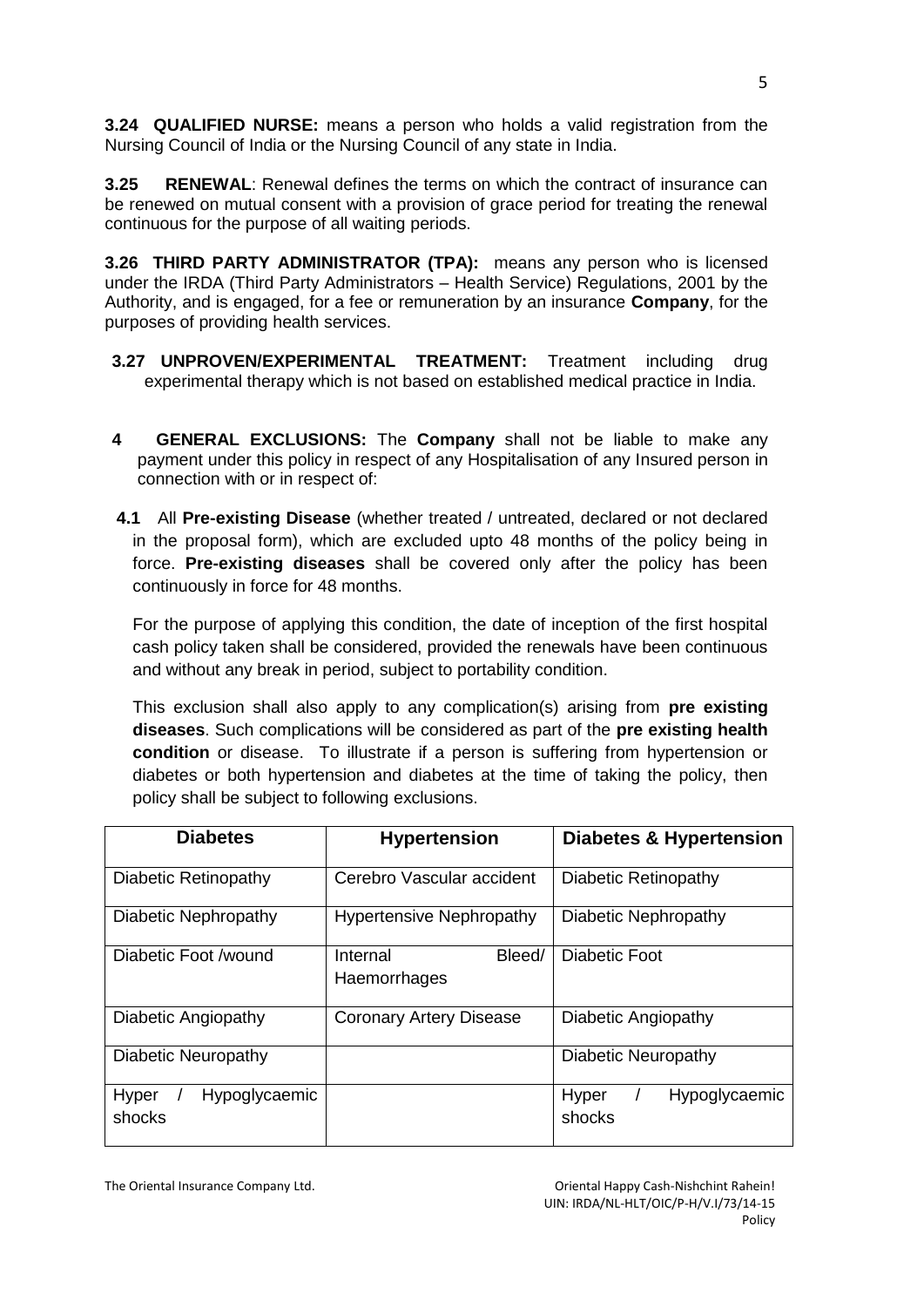**3.24 QUALIFIED NURSE:** means a person who holds a valid registration from the Nursing Council of India or the Nursing Council of any state in India.

**3.25 RENEWAL**: Renewal defines the terms on which the contract of insurance can be renewed on mutual consent with a provision of grace period for treating the renewal continuous for the purpose of all waiting periods.

**3.26 THIRD PARTY ADMINISTRATOR (TPA):** means any person who is licensed under the IRDA (Third Party Administrators – Health Service) Regulations, 2001 by the Authority, and is engaged, for a fee or remuneration by an insurance **Company**, for the purposes of providing health services.

**3.27 UNPROVEN/EXPERIMENTAL TREATMENT:** Treatment including drug experimental therapy which is not based on established medical practice in India.

**4 GENERAL EXCLUSIONS:** The **Company** shall not be liable to make any payment under this policy in respect of any Hospitalisation of any Insured person in connection with or in respect of:

**4.1** All **Pre-existing Disease** (whether treated / untreated, declared or not declared in the proposal form), which are excluded upto 48 months of the policy being in force. **Pre-existing diseases** shall be covered only after the policy has been continuously in force for 48 months.

For the purpose of applying this condition, the date of inception of the first hospital cash policy taken shall be considered, provided the renewals have been continuous and without any break in period, subject to portability condition.

This exclusion shall also apply to any complication(s) arising from **pre existing diseases**. Such complications will be considered as part of the **pre existing health condition** or disease. To illustrate if a person is suffering from hypertension or diabetes or both hypertension and diabetes at the time of taking the policy, then policy shall be subject to following exclusions.

| Diabetes | Hypertension | Diabetes & Hypertension |
|---|---|---|
| Diabetic Retinopathy | Cerebro Vascular accident | Diabetic Retinopathy |
| Diabetic Nephropathy | Hypertensive Nephropathy | Diabetic Nephropathy |
| Diabetic Foot /wound | Internal Bleed/ Haemorrhages | Diabetic Foot |
| Diabetic Angiopathy | Coronary Artery Disease | Diabetic Angiopathy |
| Diabetic Neuropathy | | Diabetic Neuropathy |
| Hyper / Hypoglycaemic shocks | | Hyper / Hypoglycaemic shocks |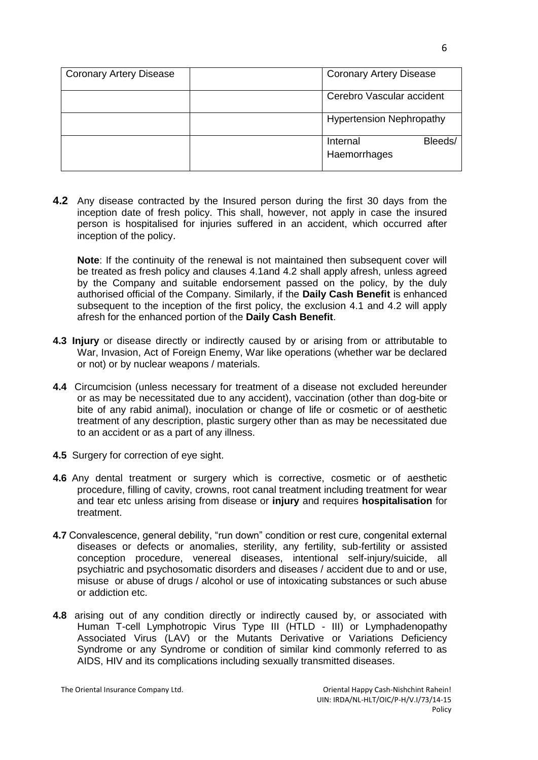| Coronary Artery Disease | | Coronary Artery Disease |
|---|---|---|
| | | Cerebro Vascular accident |
| | | Hypertension Nephropathy |
| | | Internal Bleeds/ Haemorrhages |

**4.2** Any disease contracted by the Insured person during the first 30 days from the inception date of fresh policy. This shall, however, not apply in case the insured person is hospitalised for injuries suffered in an accident, which occurred after inception of the policy.

**Note**: If the continuity of the renewal is not maintained then subsequent cover will be treated as fresh policy and clauses 4.1and 4.2 shall apply afresh, unless agreed by the Company and suitable endorsement passed on the policy, by the duly authorised official of the Company. Similarly, if the **Daily Cash Benefit** is enhanced subsequent to the inception of the first policy, the exclusion 4.1 and 4.2 will apply afresh for the enhanced portion of the **Daily Cash Benefit**.

**4.3** **Injury** or disease directly or indirectly caused by or arising from or attributable to War, Invasion, Act of Foreign Enemy, War like operations (whether war be declared or not) or by nuclear weapons / materials.

**4.4** Circumcision (unless necessary for treatment of a disease not excluded hereunder or as may be necessitated due to any accident), vaccination (other than dog-bite or bite of any rabid animal), inoculation or change of life or cosmetic or of aesthetic treatment of any description, plastic surgery other than as may be necessitated due to an accident or as a part of any illness.

**4.5** Surgery for correction of eye sight.

**4.6** Any dental treatment or surgery which is corrective, cosmetic or of aesthetic procedure, filling of cavity, crowns, root canal treatment including treatment for wear and tear etc unless arising from disease or **injury** and requires **hospitalisation** for treatment.

**4.7** Convalescence, general debility, "run down" condition or rest cure, congenital external diseases or defects or anomalies, sterility, any fertility, sub-fertility or assisted conception procedure, venereal diseases, intentional self-injury/suicide, all psychiatric and psychosomatic disorders and diseases / accident due to and or use, misuse or abuse of drugs / alcohol or use of intoxicating substances or such abuse or addiction etc.

**4.8** arising out of any condition directly or indirectly caused by, or associated with Human T-cell Lymphotropic Virus Type III (HTLD - III) or Lymphadenopathy Associated Virus (LAV) or the Mutants Derivative or Variations Deficiency Syndrome or any Syndrome or condition of similar kind commonly referred to as AIDS, HIV and its complications including sexually transmitted diseases.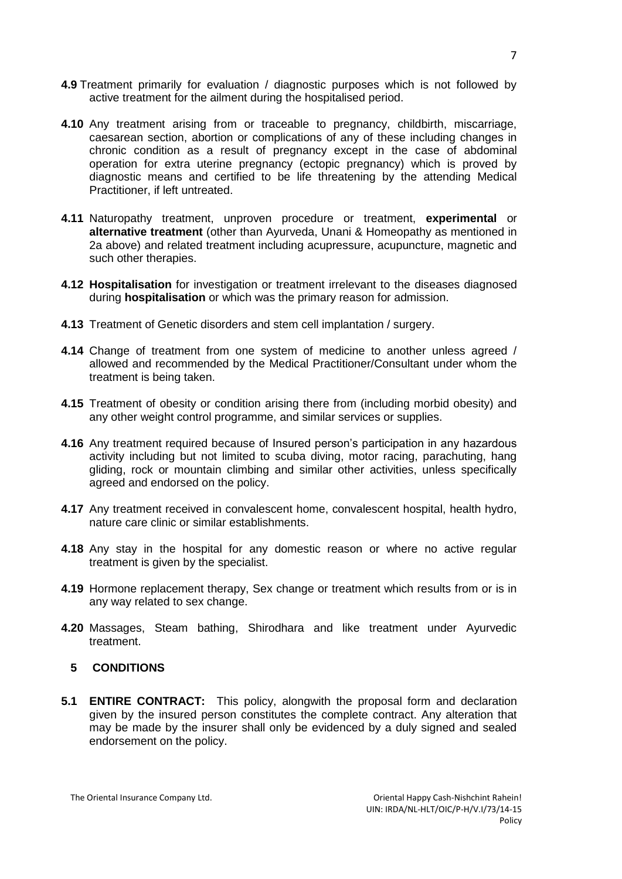**4.9** Treatment primarily for evaluation / diagnostic purposes which is not followed by active treatment for the ailment during the hospitalised period.

**4.10** Any treatment arising from or traceable to pregnancy, childbirth, miscarriage, caesarean section, abortion or complications of any of these including changes in chronic condition as a result of pregnancy except in the case of abdominal operation for extra uterine pregnancy (ectopic pregnancy) which is proved by diagnostic means and certified to be life threatening by the attending Medical Practitioner, if left untreated.

**4.11** Naturopathy treatment, unproven procedure or treatment, **experimental** or **alternative treatment** (other than Ayurveda, Unani & Homeopathy as mentioned in 2a above) and related treatment including acupressure, acupuncture, magnetic and such other therapies.

**4.12** **Hospitalisation** for investigation or treatment irrelevant to the diseases diagnosed during **hospitalisation** or which was the primary reason for admission.

**4.13** Treatment of Genetic disorders and stem cell implantation / surgery.

**4.14** Change of treatment from one system of medicine to another unless agreed / allowed and recommended by the Medical Practitioner/Consultant under whom the treatment is being taken.

**4.15** Treatment of obesity or condition arising there from (including morbid obesity) and any other weight control programme, and similar services or supplies.

**4.16** Any treatment required because of Insured person's participation in any hazardous activity including but not limited to scuba diving, motor racing, parachuting, hang gliding, rock or mountain climbing and similar other activities, unless specifically agreed and endorsed on the policy.

**4.17** Any treatment received in convalescent home, convalescent hospital, health hydro, nature care clinic or similar establishments.

**4.18** Any stay in the hospital for any domestic reason or where no active regular treatment is given by the specialist.

**4.19** Hormone replacement therapy, Sex change or treatment which results from or is in any way related to sex change.

**4.20** Massages, Steam bathing, Shirodhara and like treatment under Ayurvedic treatment.

## 5 CONDITIONS

**5.1 ENTIRE CONTRACT:** This policy, alongwith the proposal form and declaration given by the insured person constitutes the complete contract. Any alteration that may be made by the insurer shall only be evidenced by a duly signed and sealed endorsement on the policy.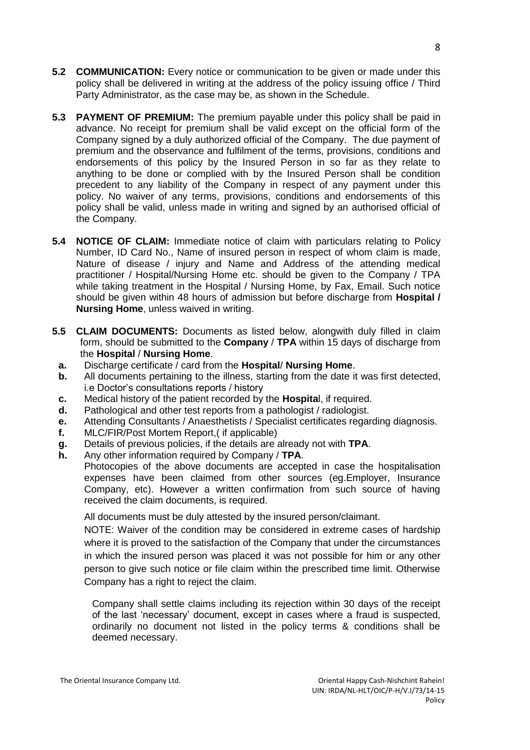**5.2 COMMUNICATION:** Every notice or communication to be given or made under this policy shall be delivered in writing at the address of the policy issuing office / Third Party Administrator, as the case may be, as shown in the Schedule.

**5.3 PAYMENT OF PREMIUM:** The premium payable under this policy shall be paid in advance. No receipt for premium shall be valid except on the official form of the Company signed by a duly authorized official of the Company. The due payment of premium and the observance and fulfilment of the terms, provisions, conditions and endorsements of this policy by the Insured Person in so far as they relate to anything to be done or complied with by the Insured Person shall be condition precedent to any liability of the Company in respect of any payment under this policy. No waiver of any terms, provisions, conditions and endorsements of this policy shall be valid, unless made in writing and signed by an authorised official of the Company.

**5.4 NOTICE OF CLAIM:** Immediate notice of claim with particulars relating to Policy Number, ID Card No., Name of insured person in respect of whom claim is made, Nature of disease / injury and Name and Address of the attending medical practitioner / Hospital/Nursing Home etc. should be given to the Company / TPA while taking treatment in the Hospital / Nursing Home, by Fax, Email. Such notice should be given within 48 hours of admission but before discharge from **Hospital / Nursing Home**, unless waived in writing.

**5.5 CLAIM DOCUMENTS:** Documents as listed below, alongwith duly filled in claim form, should be submitted to the **Company** / **TPA** within 15 days of discharge from the **Hospital** / **Nursing Home**.

- **a.** Discharge certificate / card from the **Hospital**/ **Nursing Home**.
- **b.** All documents pertaining to the illness, starting from the date it was first detected, i.e Doctor's consultations reports / history
- **c.** Medical history of the patient recorded by the **Hospita**l, if required.
- **d.** Pathological and other test reports from a pathologist / radiologist.
- **e.** Attending Consultants / Anaesthetists / Specialist certificates regarding diagnosis.
- **f.** MLC/FIR/Post Mortem Report,( if applicable)
- **g.** Details of previous policies, if the details are already not with **TPA**.
- **h.** Any other information required by Company / **TPA**.

Photocopies of the above documents are accepted in case the hospitalisation expenses have been claimed from other sources (eg.Employer, Insurance Company, etc). However a written confirmation from such source of having received the claim documents, is required.

All documents must be duly attested by the insured person/claimant.

NOTE: Waiver of the condition may be considered in extreme cases of hardship where it is proved to the satisfaction of the Company that under the circumstances in which the insured person was placed it was not possible for him or any other person to give such notice or file claim within the prescribed time limit. Otherwise Company has a right to reject the claim.

Company shall settle claims including its rejection within 30 days of the receipt of the last 'necessary' document, except in cases where a fraud is suspected, ordinarily no document not listed in the policy terms & conditions shall be deemed necessary.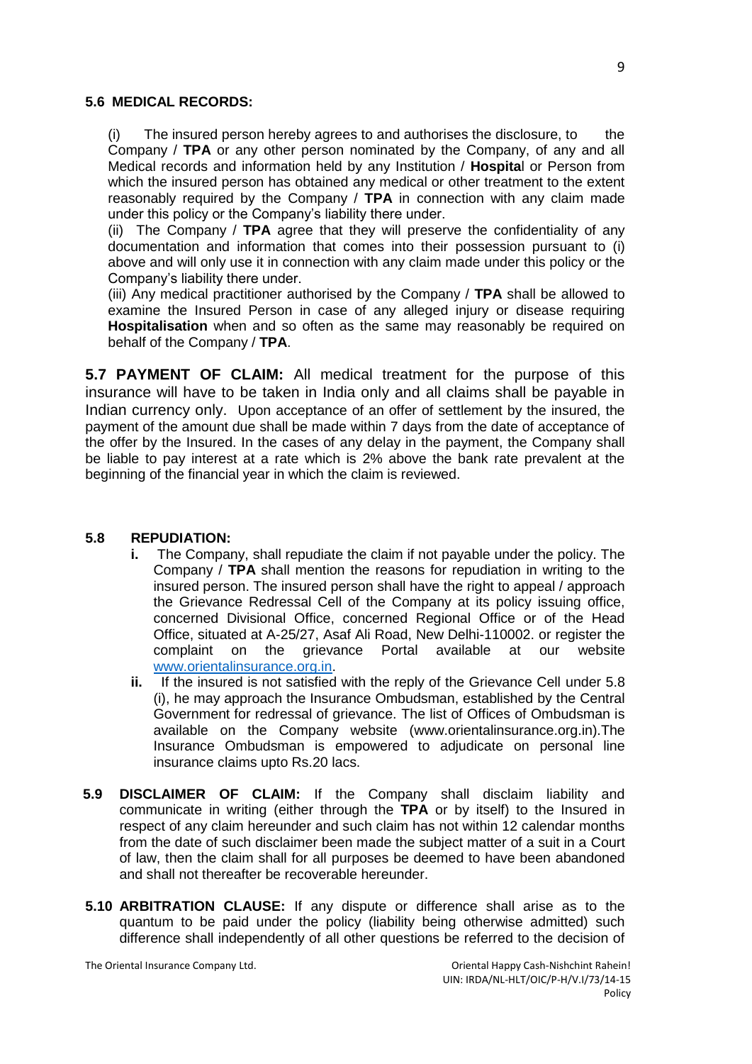**5.6 MEDICAL RECORDS:**

(i) The insured person hereby agrees to and authorises the disclosure, to the Company / **TPA** or any other person nominated by the Company, of any and all Medical records and information held by any Institution / **Hospita**l or Person from which the insured person has obtained any medical or other treatment to the extent reasonably required by the Company / **TPA** in connection with any claim made under this policy or the Company's liability there under.

(ii) The Company / **TPA** agree that they will preserve the confidentiality of any documentation and information that comes into their possession pursuant to (i) above and will only use it in connection with any claim made under this policy or the Company's liability there under.

(iii) Any medical practitioner authorised by the Company / **TPA** shall be allowed to examine the Insured Person in case of any alleged injury or disease requiring **Hospitalisation** when and so often as the same may reasonably be required on behalf of the Company / **TPA**.

**5.7 PAYMENT OF CLAIM:** All medical treatment for the purpose of this insurance will have to be taken in India only and all claims shall be payable in Indian currency only. Upon acceptance of an offer of settlement by the insured, the payment of the amount due shall be made within 7 days from the date of acceptance of the offer by the Insured. In the cases of any delay in the payment, the Company shall be liable to pay interest at a rate which is 2% above the bank rate prevalent at the beginning of the financial year in which the claim is reviewed.

**5.8 REPUDIATION:**

- **i.** The Company, shall repudiate the claim if not payable under the policy. The Company / **TPA** shall mention the reasons for repudiation in writing to the insured person. The insured person shall have the right to appeal / approach the Grievance Redressal Cell of the Company at its policy issuing office, concerned Divisional Office, concerned Regional Office or of the Head Office, situated at A-25/27, Asaf Ali Road, New Delhi-110002. or register the complaint on the grievance Portal available at our website www.orientalinsurance.org.in.
- **ii.** If the insured is not satisfied with the reply of the Grievance Cell under 5.8 (i), he may approach the Insurance Ombudsman, established by the Central Government for redressal of grievance. The list of Offices of Ombudsman is available on the Company website (www.orientalinsurance.org.in).The Insurance Ombudsman is empowered to adjudicate on personal line insurance claims upto Rs.20 lacs.

**5.9 DISCLAIMER OF CLAIM:** If the Company shall disclaim liability and communicate in writing (either through the **TPA** or by itself) to the Insured in respect of any claim hereunder and such claim has not within 12 calendar months from the date of such disclaimer been made the subject matter of a suit in a Court of law, then the claim shall for all purposes be deemed to have been abandoned and shall not thereafter be recoverable hereunder.

**5.10 ARBITRATION CLAUSE:** If any dispute or difference shall arise as to the quantum to be paid under the policy (liability being otherwise admitted) such difference shall independently of all other questions be referred to the decision of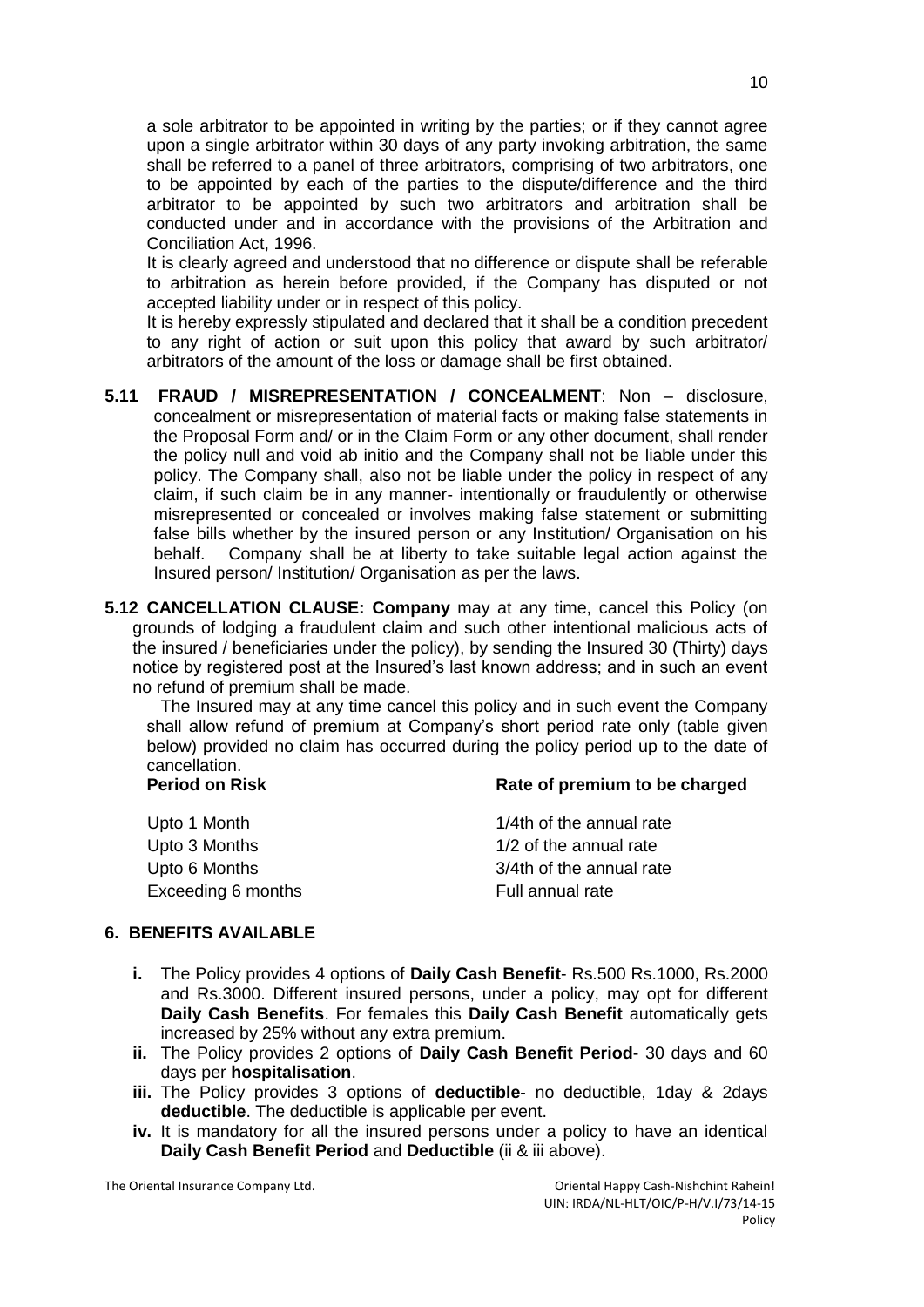a sole arbitrator to be appointed in writing by the parties; or if they cannot agree upon a single arbitrator within 30 days of any party invoking arbitration, the same shall be referred to a panel of three arbitrators, comprising of two arbitrators, one to be appointed by each of the parties to the dispute/difference and the third arbitrator to be appointed by such two arbitrators and arbitration shall be conducted under and in accordance with the provisions of the Arbitration and Conciliation Act, 1996.

It is clearly agreed and understood that no difference or dispute shall be referable to arbitration as herein before provided, if the Company has disputed or not accepted liability under or in respect of this policy.

It is hereby expressly stipulated and declared that it shall be a condition precedent to any right of action or suit upon this policy that award by such arbitrator/ arbitrators of the amount of the loss or damage shall be first obtained.

**5.11 FRAUD / MISREPRESENTATION / CONCEALMENT**: Non – disclosure, concealment or misrepresentation of material facts or making false statements in the Proposal Form and/ or in the Claim Form or any other document, shall render the policy null and void ab initio and the Company shall not be liable under this policy. The Company shall, also not be liable under the policy in respect of any claim, if such claim be in any manner- intentionally or fraudulently or otherwise misrepresented or concealed or involves making false statement or submitting false bills whether by the insured person or any Institution/ Organisation on his behalf. Company shall be at liberty to take suitable legal action against the Insured person/ Institution/ Organisation as per the laws.

**5.12 CANCELLATION CLAUSE: Company** may at any time, cancel this Policy (on grounds of lodging a fraudulent claim and such other intentional malicious acts of the insured / beneficiaries under the policy), by sending the Insured 30 (Thirty) days notice by registered post at the Insured's last known address; and in such an event no refund of premium shall be made.

The Insured may at any time cancel this policy and in such event the Company shall allow refund of premium at Company's short period rate only (table given below) provided no claim has occurred during the policy period up to the date of cancellation.

| **Period on Risk** | **Rate of premium to be charged** |
|---|---|
| Upto 1 Month | 1/4th of the annual rate |
| Upto 3 Months | 1/2 of the annual rate |
| Upto 6 Months | 3/4th of the annual rate |
| Exceeding 6 months | Full annual rate |

## 6. BENEFITS AVAILABLE

- **i.** The Policy provides 4 options of **Daily Cash Benefit**- Rs.500 Rs.1000, Rs.2000 and Rs.3000. Different insured persons, under a policy, may opt for different **Daily Cash Benefits**. For females this **Daily Cash Benefit** automatically gets increased by 25% without any extra premium.
- **ii.** The Policy provides 2 options of **Daily Cash Benefit Period**- 30 days and 60 days per **hospitalisation**.
- **iii.** The Policy provides 3 options of **deductible**- no deductible, 1day & 2days **deductible**. The deductible is applicable per event.
- **iv.** It is mandatory for all the insured persons under a policy to have an identical **Daily Cash Benefit Period** and **Deductible** (ii & iii above).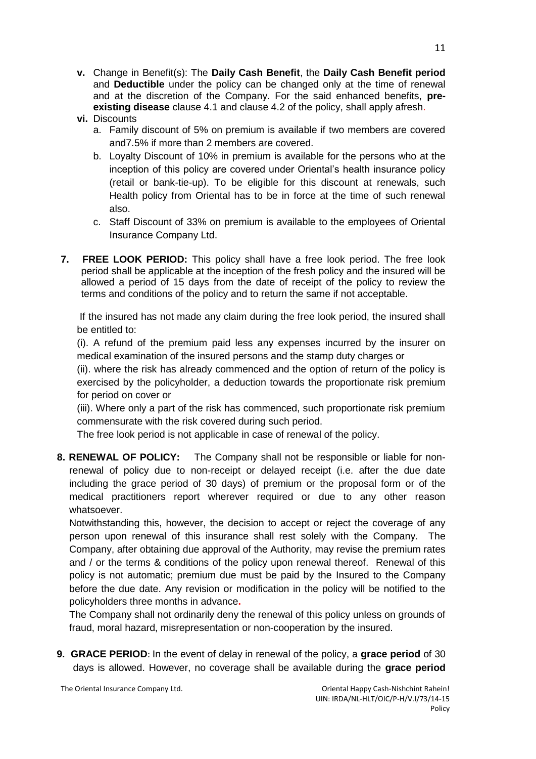- **v.** Change in Benefit(s): The **Daily Cash Benefit**, the **Daily Cash Benefit period** and **Deductible** under the policy can be changed only at the time of renewal and at the discretion of the Company. For the said enhanced benefits, **pre-existing disease** clause 4.1 and clause 4.2 of the policy, shall apply afresh.
- **vi.** Discounts
  - a. Family discount of 5% on premium is available if two members are covered and7.5% if more than 2 members are covered.
  - b. Loyalty Discount of 10% in premium is available for the persons who at the inception of this policy are covered under Oriental's health insurance policy (retail or bank-tie-up). To be eligible for this discount at renewals, such Health policy from Oriental has to be in force at the time of such renewal also.
  - c. Staff Discount of 33% on premium is available to the employees of Oriental Insurance Company Ltd.

**7. FREE LOOK PERIOD:** This policy shall have a free look period. The free look period shall be applicable at the inception of the fresh policy and the insured will be allowed a period of 15 days from the date of receipt of the policy to review the terms and conditions of the policy and to return the same if not acceptable.

If the insured has not made any claim during the free look period, the insured shall be entitled to:

(i). A refund of the premium paid less any expenses incurred by the insurer on medical examination of the insured persons and the stamp duty charges or

(ii). where the risk has already commenced and the option of return of the policy is exercised by the policyholder, a deduction towards the proportionate risk premium for period on cover or

(iii). Where only a part of the risk has commenced, such proportionate risk premium commensurate with the risk covered during such period.

The free look period is not applicable in case of renewal of the policy.

**8. RENEWAL OF POLICY:** The Company shall not be responsible or liable for non-renewal of policy due to non-receipt or delayed receipt (i.e. after the due date including the grace period of 30 days) of premium or the proposal form or of the medical practitioners report wherever required or due to any other reason whatsoever.

Notwithstanding this, however, the decision to accept or reject the coverage of any person upon renewal of this insurance shall rest solely with the Company. The Company, after obtaining due approval of the Authority, may revise the premium rates and / or the terms & conditions of the policy upon renewal thereof. Renewal of this policy is not automatic; premium due must be paid by the Insured to the Company before the due date. Any revision or modification in the policy will be notified to the policyholders three months in advance.

The Company shall not ordinarily deny the renewal of this policy unless on grounds of fraud, moral hazard, misrepresentation or non-cooperation by the insured.

**9. GRACE PERIOD**: In the event of delay in renewal of the policy, a **grace period** of 30 days is allowed. However, no coverage shall be available during the **grace period**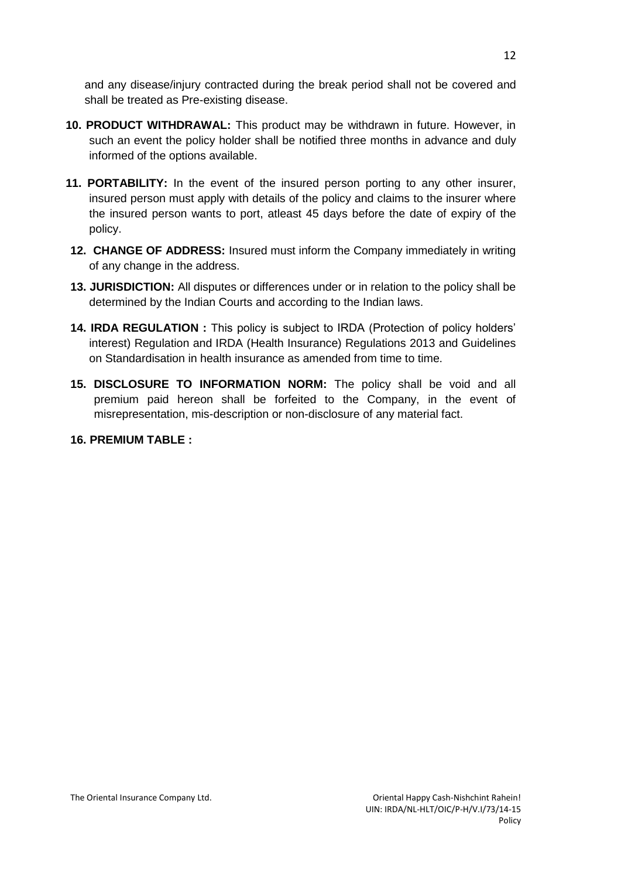and any disease/injury contracted during the break period shall not be covered and shall be treated as Pre-existing disease.

**10. PRODUCT WITHDRAWAL:** This product may be withdrawn in future. However, in such an event the policy holder shall be notified three months in advance and duly informed of the options available.

**11. PORTABILITY:** In the event of the insured person porting to any other insurer, insured person must apply with details of the policy and claims to the insurer where the insured person wants to port, atleast 45 days before the date of expiry of the policy.

**12. CHANGE OF ADDRESS:** Insured must inform the Company immediately in writing of any change in the address.

**13. JURISDICTION:** All disputes or differences under or in relation to the policy shall be determined by the Indian Courts and according to the Indian laws.

**14. IRDA REGULATION :** This policy is subject to IRDA (Protection of policy holders' interest) Regulation and IRDA (Health Insurance) Regulations 2013 and Guidelines on Standardisation in health insurance as amended from time to time.

**15. DISCLOSURE TO INFORMATION NORM:** The policy shall be void and all premium paid hereon shall be forfeited to the Company, in the event of misrepresentation, mis-description or non-disclosure of any material fact.

**16. PREMIUM TABLE :**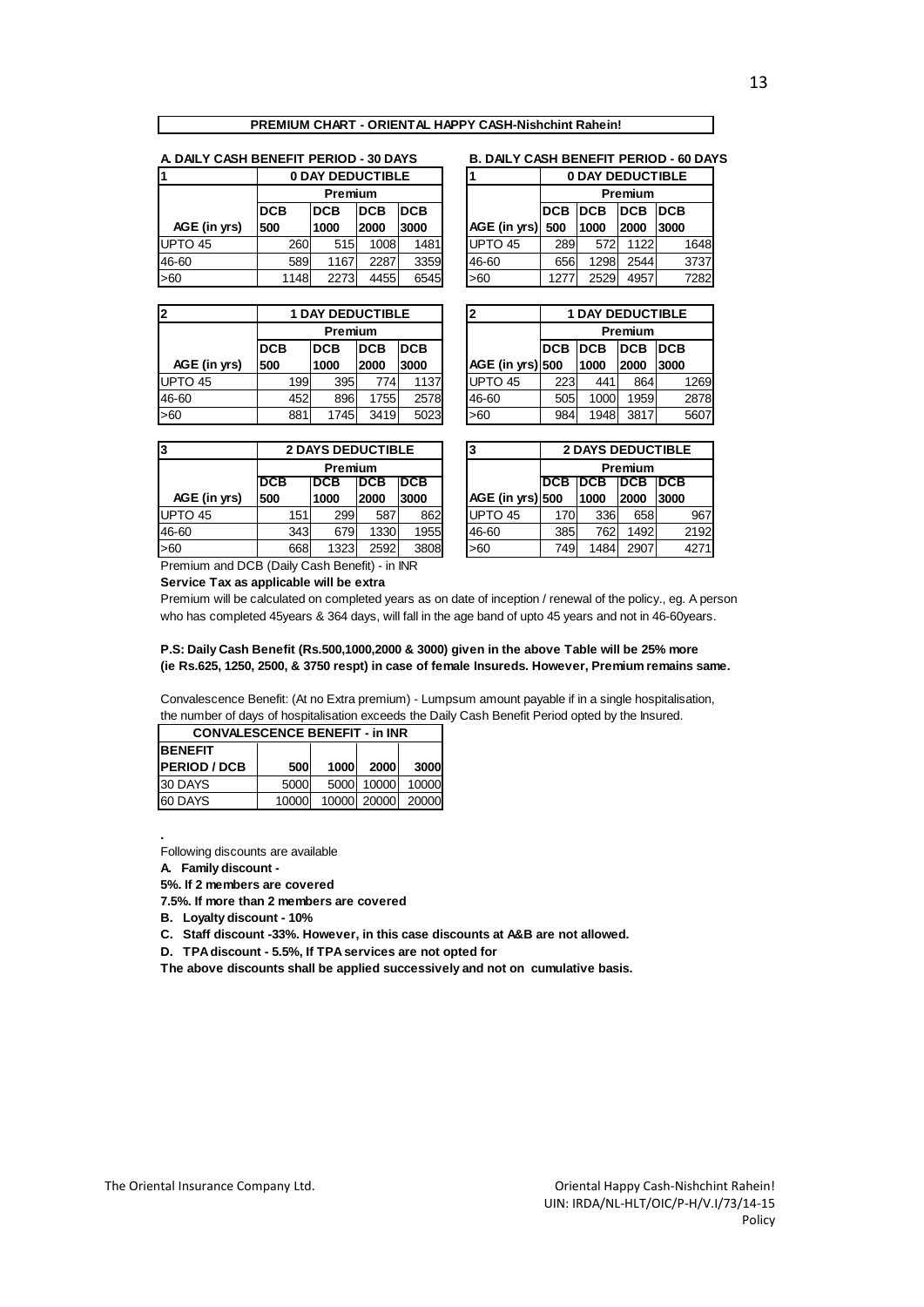## PREMIUM CHART - ORIENTAL HAPPY CASH-Nishchint Rahein!

### A. DAILY CASH BENEFIT PERIOD - 30 DAYS

| 1 | 0 DAY DEDUCTIBLE | | | |
|---|---|---|---|---|
| | Premium | | | |
| AGE (in yrs) | DCB 500 | DCB 1000 | DCB 2000 | DCB 3000 |
| UPTO 45 | 260 | 515 | 1008 | 1481 |
| 46-60 | 589 | 1167 | 2287 | 3359 |
| >60 | 1148 | 2273 | 4455 | 6545 |

| 2 | 1 DAY DEDUCTIBLE | | | |
|---|---|---|---|---|
| | Premium | | | |
| AGE (in yrs) | DCB 500 | DCB 1000 | DCB 2000 | DCB 3000 |
| UPTO 45 | 199 | 395 | 774 | 1137 |
| 46-60 | 452 | 896 | 1755 | 2578 |
| >60 | 881 | 1745 | 3419 | 5023 |

| 3 | 2 DAYS DEDUCTIBLE | | | |
|---|---|---|---|---|
| | Premium | | | |
| AGE (in yrs) | DCB 500 | DCB 1000 | DCB 2000 | DCB 3000 |
| UPTO 45 | 151 | 299 | 587 | 862 |
| 46-60 | 343 | 679 | 1330 | 1955 |
| >60 | 668 | 1323 | 2592 | 3808 |

### B. DAILY CASH BENEFIT PERIOD - 60 DAYS

| 1 | 0 DAY DEDUCTIBLE | | | |
|---|---|---|---|---|
| | Premium | | | |
| AGE (in yrs) | DCB 500 | DCB 1000 | DCB 2000 | DCB 3000 |
| UPTO 45 | 289 | 572 | 1122 | 1648 |
| 46-60 | 656 | 1298 | 2544 | 3737 |
| >60 | 1277 | 2529 | 4957 | 7282 |

| 2 | 1 DAY DEDUCTIBLE | | | |
|---|---|---|---|---|
| | Premium | | | |
| AGE (in yrs) | DCB 500 | DCB 1000 | DCB 2000 | DCB 3000 |
| UPTO 45 | 223 | 441 | 864 | 1269 |
| 46-60 | 505 | 1000 | 1959 | 2878 |
| >60 | 984 | 1948 | 3817 | 5607 |

| 3 | 2 DAYS DEDUCTIBLE | | | |
|---|---|---|---|---|
| | Premium | | | |
| AGE (in yrs) | DCB 500 | DCB 1000 | DCB 2000 | DCB 3000 |
| UPTO 45 | 170 | 336 | 658 | 967 |
| 46-60 | 385 | 762 | 1492 | 2192 |
| >60 | 749 | 1484 | 2907 | 4271 |

Premium and DCB (Daily Cash Benefit) - in INR

**Service Tax as applicable will be extra**

Premium will be calculated on completed years as on date of inception / renewal of the policy., eg. A person who has completed 45years & 364 days, will fall in the age band of upto 45 years and not in 46-60years.

**P.S: Daily Cash Benefit (Rs.500,1000,2000 & 3000) given in the above Table will be 25% more (ie Rs.625, 1250, 2500, & 3750 respt) in case of female Insureds. However, Premium remains same.**

Convalescence Benefit: (At no Extra premium) - Lumpsum amount payable if in a single hospitalisation, the number of days of hospitalisation exceeds the Daily Cash Benefit Period opted by the Insured.

| CONVALESCENCE BENEFIT - in INR | | | | |
|---|---|---|---|---|
| BENEFIT PERIOD / DCB | 500 | 1000 | 2000 | 3000 |
| 30 DAYS | 5000 | 5000 | 10000 | 10000 |
| 60 DAYS | 10000 | 10000 | 20000 | 20000 |

.

Following discounts are available

**A. Family discount -**

**5%. If 2 members are covered**

**7.5%. If more than 2 members are covered**

**B. Loyalty discount - 10%**

**C. Staff discount -33%. However, in this case discounts at A&B are not allowed.**

**D. TPA discount - 5.5%, If TPA services are not opted for**

**The above discounts shall be applied successively and not on cumulative basis.**